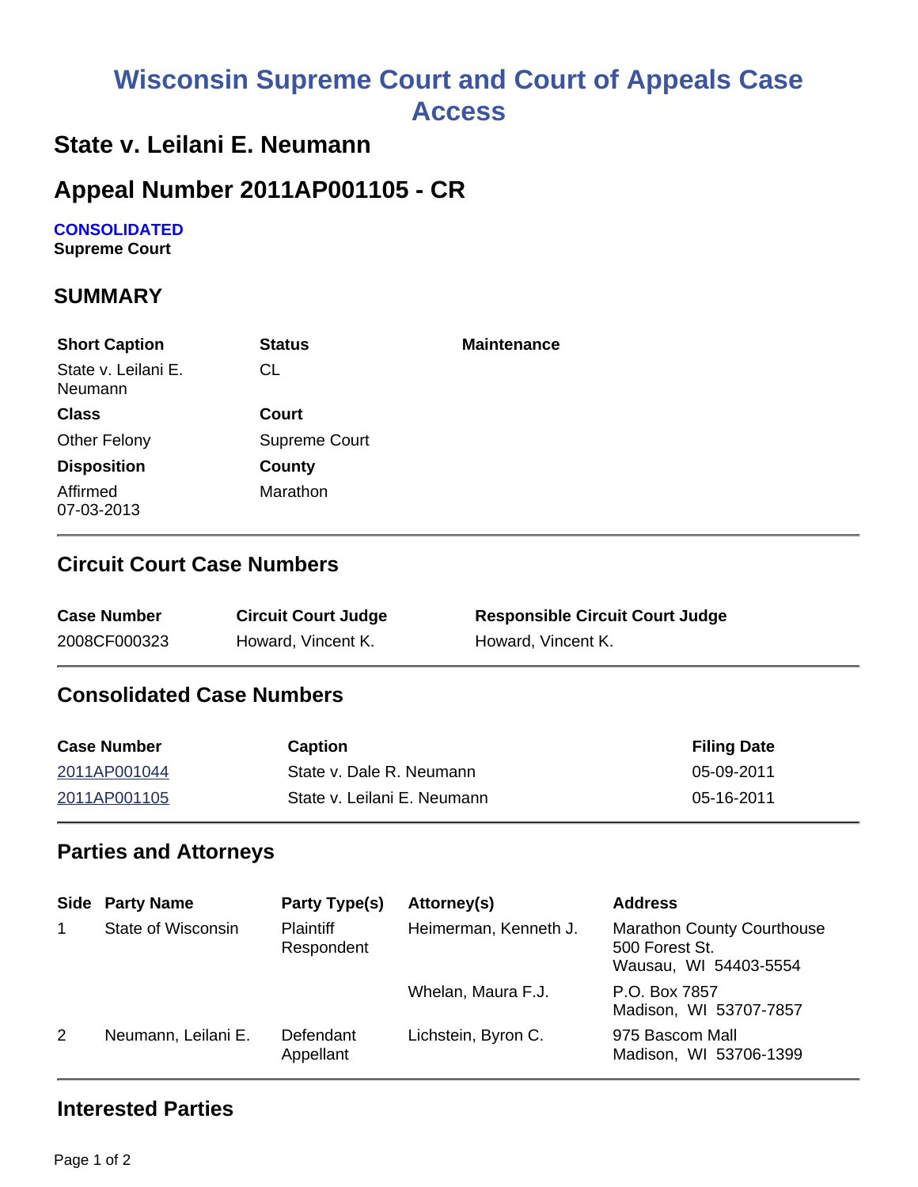# Wisconsin Supreme Court and Court of Appeals Case Access

## State v. Leilani E. Neumann

## Appeal Number 2011AP001105 - CR

**CONSOLIDATED**
**Supreme Court**

## SUMMARY

| Short Caption | Status | Maintenance |
|---|---|---|
| State v. Leilani E. Neumann | CL | |
| **Class** | **Court** | |
| Other Felony | Supreme Court | |
| **Disposition** | **County** | |
| Affirmed 07-03-2013 | Marathon | |

### Circuit Court Case Numbers

| Case Number | Circuit Court Judge | Responsible Circuit Court Judge |
|---|---|---|
| 2008CF000323 | Howard, Vincent K. | Howard, Vincent K. |

### Consolidated Case Numbers

| Case Number | Caption | Filing Date |
|---|---|---|
| 2011AP001044 | State v. Dale R. Neumann | 05-09-2011 |
| 2011AP001105 | State v. Leilani E. Neumann | 05-16-2011 |

### Parties and Attorneys

| Side | Party Name | Party Type(s) | Attorney(s) | Address |
|---|---|---|---|---|
| 1 | State of Wisconsin | Plaintiff Respondent | Heimerman, Kenneth J. | Marathon County Courthouse 500 Forest St. Wausau, WI 54403-5554 |
| | | | Whelan, Maura F.J. | P.O. Box 7857 Madison, WI 53707-7857 |
| 2 | Neumann, Leilani E. | Defendant Appellant | Lichstein, Byron C. | 975 Bascom Mall Madison, WI 53706-1399 |

### Interested Parties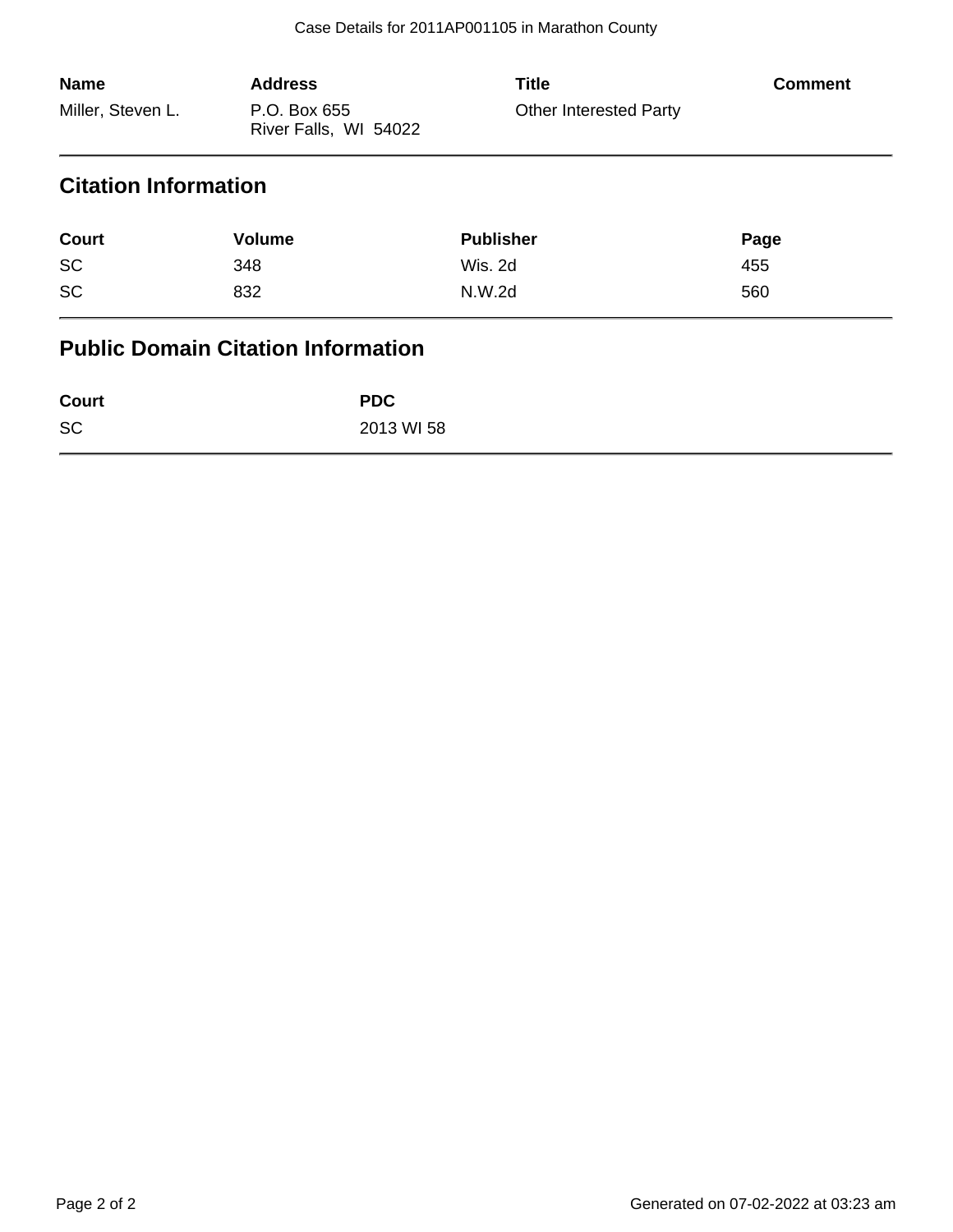| Name | Address | Title | Comment |
| --- | --- | --- | --- |
| Miller, Steven L. | P.O. Box 655<br>River Falls, WI 54022 | Other Interested Party | |

## Citation Information

| Court | Volume | Publisher | Page |
| --- | --- | --- | --- |
| SC | 348 | Wis. 2d | 455 |
| SC | 832 | N.W.2d | 560 |

## Public Domain Citation Information

| Court | PDC |
| --- | --- |
| SC | 2013 WI 58 |

Generated on 07-02-2022 at 03:23 am